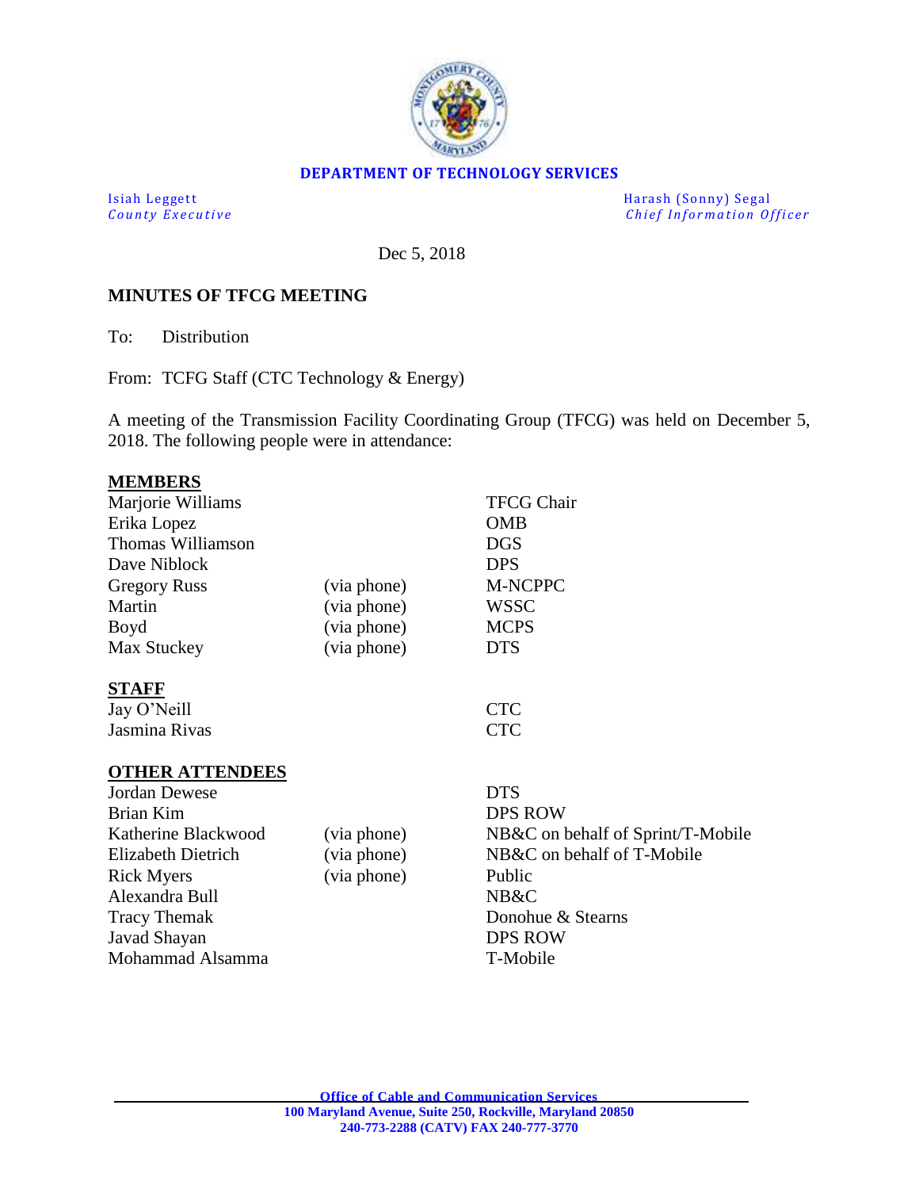**DEPARTMENT OF TECHNOLOGY SERVICES**

Isiah Leggett
*County Executive*

Harash (Sonny) Segal
*Chief Information Officer*

Dec 5, 2018

**MINUTES OF TFCG MEETING**

To: Distribution

From: TCFG Staff (CTC Technology & Energy)

A meeting of the Transmission Facility Coordinating Group (TFCG) was held on December 5, 2018. The following people were in attendance:

**MEMBERS**

| | | |
|---|---|---|
| Marjorie Williams | | TFCG Chair |
| Erika Lopez | | OMB |
| Thomas Williamson | | DGS |
| Dave Niblock | | DPS |
| Gregory Russ | (via phone) | M-NCPPC |
| Martin | (via phone) | WSSC |
| Boyd | (via phone) | MCPS |
| Max Stuckey | (via phone) | DTS |

**STAFF**

| | | |
|---|---|---|
| Jay O'Neill | | CTC |
| Jasmina Rivas | | CTC |

**OTHER ATTENDEES**

| | | |
|---|---|---|
| Jordan Dewese | | DTS |
| Brian Kim | | DPS ROW |
| Katherine Blackwood | (via phone) | NB&C on behalf of Sprint/T-Mobile |
| Elizabeth Dietrich | (via phone) | NB&C on behalf of T-Mobile |
| Rick Myers | (via phone) | Public |
| Alexandra Bull | | NB&C |
| Tracy Themak | | Donohue & Stearns |
| Javad Shayan | | DPS ROW |
| Mohammad Alsamma | | T-Mobile |

**Office of Cable and Communication Services**
**100 Maryland Avenue, Suite 250, Rockville, Maryland 20850**
**240-773-2288 (CATV) FAX 240-777-3770**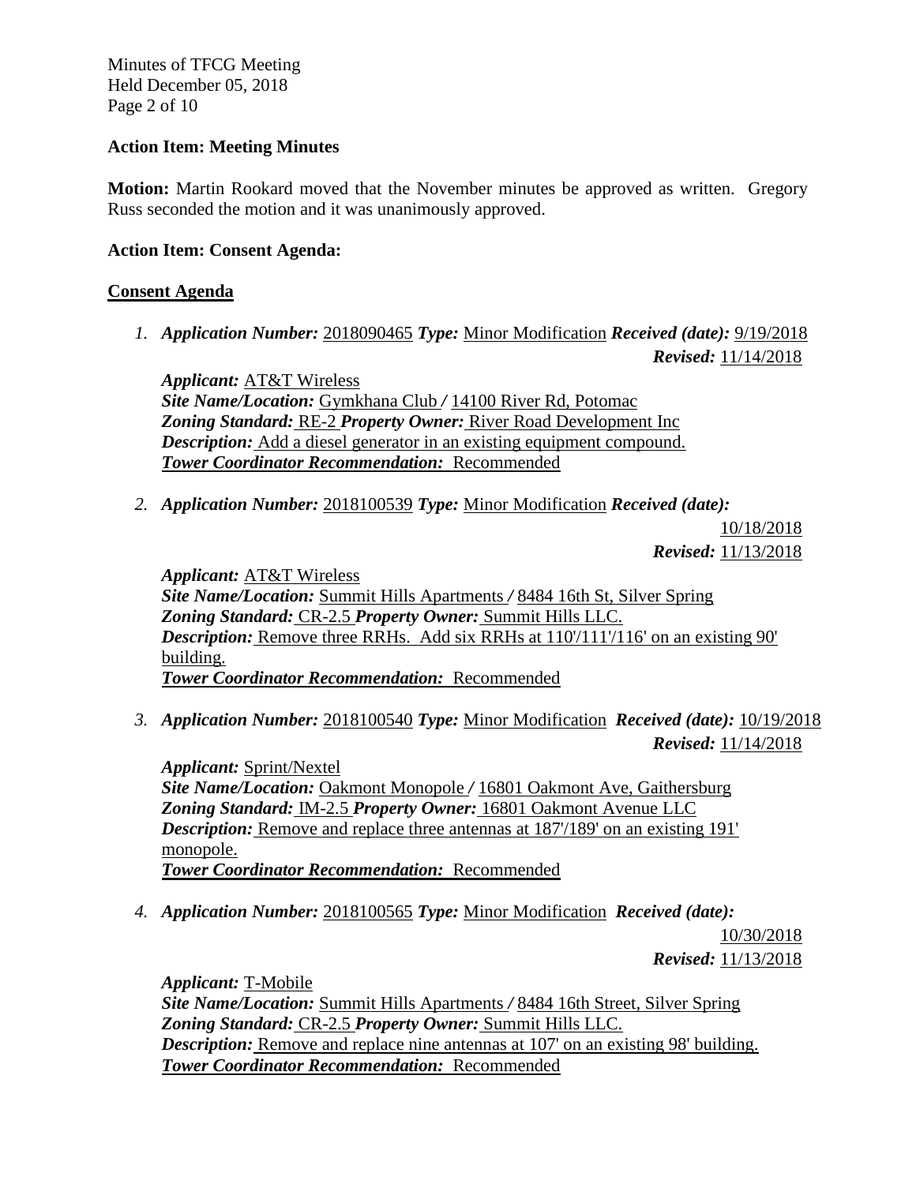**Action Item: Meeting Minutes**

**Motion:** Martin Rookard moved that the November minutes be approved as written. Gregory Russ seconded the motion and it was unanimously approved.

**Action Item: Consent Agenda:**

**Consent Agenda**

1. ***Application Number:*** 2018090465 ***Type:*** Minor Modification ***Received (date):*** 9/19/2018 ***Revised:*** 11/14/2018

   ***Applicant:*** AT&T Wireless
   ***Site Name/Location:*** Gymkhana Club / 14100 River Rd, Potomac
   ***Zoning Standard:*** RE-2 ***Property Owner:*** River Road Development Inc
   ***Description:*** Add a diesel generator in an existing equipment compound.
   ***Tower Coordinator Recommendation:*** Recommended

2. ***Application Number:*** 2018100539 ***Type:*** Minor Modification ***Received (date):*** 10/18/2018 ***Revised:*** 11/13/2018

   ***Applicant:*** AT&T Wireless
   ***Site Name/Location:*** Summit Hills Apartments / 8484 16th St, Silver Spring
   ***Zoning Standard:*** CR-2.5 ***Property Owner:*** Summit Hills LLC.
   ***Description:*** Remove three RRHs. Add six RRHs at 110'/111'/116' on an existing 90' building.
   ***Tower Coordinator Recommendation:*** Recommended

3. ***Application Number:*** 2018100540 ***Type:*** Minor Modification ***Received (date):*** 10/19/2018 ***Revised:*** 11/14/2018

   ***Applicant:*** Sprint/Nextel
   ***Site Name/Location:*** Oakmont Monopole / 16801 Oakmont Ave, Gaithersburg
   ***Zoning Standard:*** IM-2.5 ***Property Owner:*** 16801 Oakmont Avenue LLC
   ***Description:*** Remove and replace three antennas at 187'/189' on an existing 191' monopole.
   ***Tower Coordinator Recommendation:*** Recommended

4. ***Application Number:*** 2018100565 ***Type:*** Minor Modification ***Received (date):*** 10/30/2018 ***Revised:*** 11/13/2018

   ***Applicant:*** T-Mobile
   ***Site Name/Location:*** Summit Hills Apartments / 8484 16th Street, Silver Spring
   ***Zoning Standard:*** CR-2.5 ***Property Owner:*** Summit Hills LLC.
   ***Description:*** Remove and replace nine antennas at 107' on an existing 98' building.
   ***Tower Coordinator Recommendation:*** Recommended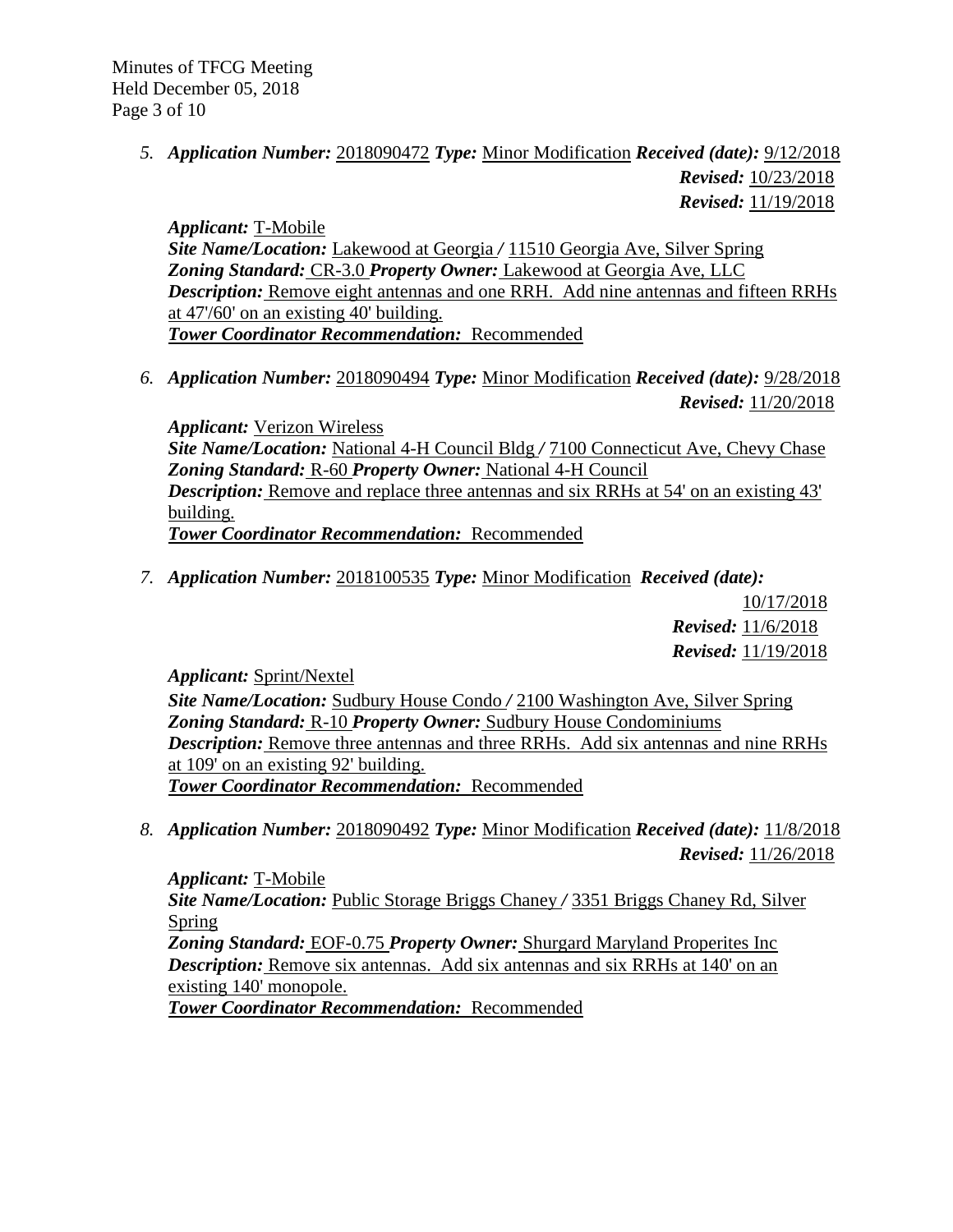5. ***Application Number:*** 2018090472 ***Type:*** Minor Modification ***Received (date):*** 9/12/2018
   ***Revised:*** 10/23/2018
   ***Revised:*** 11/19/2018

   ***Applicant:*** T-Mobile
   ***Site Name/Location:*** Lakewood at Georgia / 11510 Georgia Ave, Silver Spring
   ***Zoning Standard:*** CR-3.0 ***Property Owner:*** Lakewood at Georgia Ave, LLC
   ***Description:*** Remove eight antennas and one RRH. Add nine antennas and fifteen RRHs at 47'/60' on an existing 40' building.
   ***Tower Coordinator Recommendation:*** Recommended

6. ***Application Number:*** 2018090494 ***Type:*** Minor Modification ***Received (date):*** 9/28/2018
   ***Revised:*** 11/20/2018

   ***Applicant:*** Verizon Wireless
   ***Site Name/Location:*** National 4-H Council Bldg / 7100 Connecticut Ave, Chevy Chase
   ***Zoning Standard:*** R-60 ***Property Owner:*** National 4-H Council
   ***Description:*** Remove and replace three antennas and six RRHs at 54' on an existing 43' building.
   ***Tower Coordinator Recommendation:*** Recommended

7. ***Application Number:*** 2018100535 ***Type:*** Minor Modification ***Received (date):*** 10/17/2018
   ***Revised:*** 11/6/2018
   ***Revised:*** 11/19/2018

   ***Applicant:*** Sprint/Nextel
   ***Site Name/Location:*** Sudbury House Condo / 2100 Washington Ave, Silver Spring
   ***Zoning Standard:*** R-10 ***Property Owner:*** Sudbury House Condominiums
   ***Description:*** Remove three antennas and three RRHs. Add six antennas and nine RRHs at 109' on an existing 92' building.
   ***Tower Coordinator Recommendation:*** Recommended

8. ***Application Number:*** 2018090492 ***Type:*** Minor Modification ***Received (date):*** 11/8/2018
   ***Revised:*** 11/26/2018

   ***Applicant:*** T-Mobile
   ***Site Name/Location:*** Public Storage Briggs Chaney / 3351 Briggs Chaney Rd, Silver Spring
   ***Zoning Standard:*** EOF-0.75 ***Property Owner:*** Shurgard Maryland Properites Inc
   ***Description:*** Remove six antennas. Add six antennas and six RRHs at 140' on an existing 140' monopole.
   ***Tower Coordinator Recommendation:*** Recommended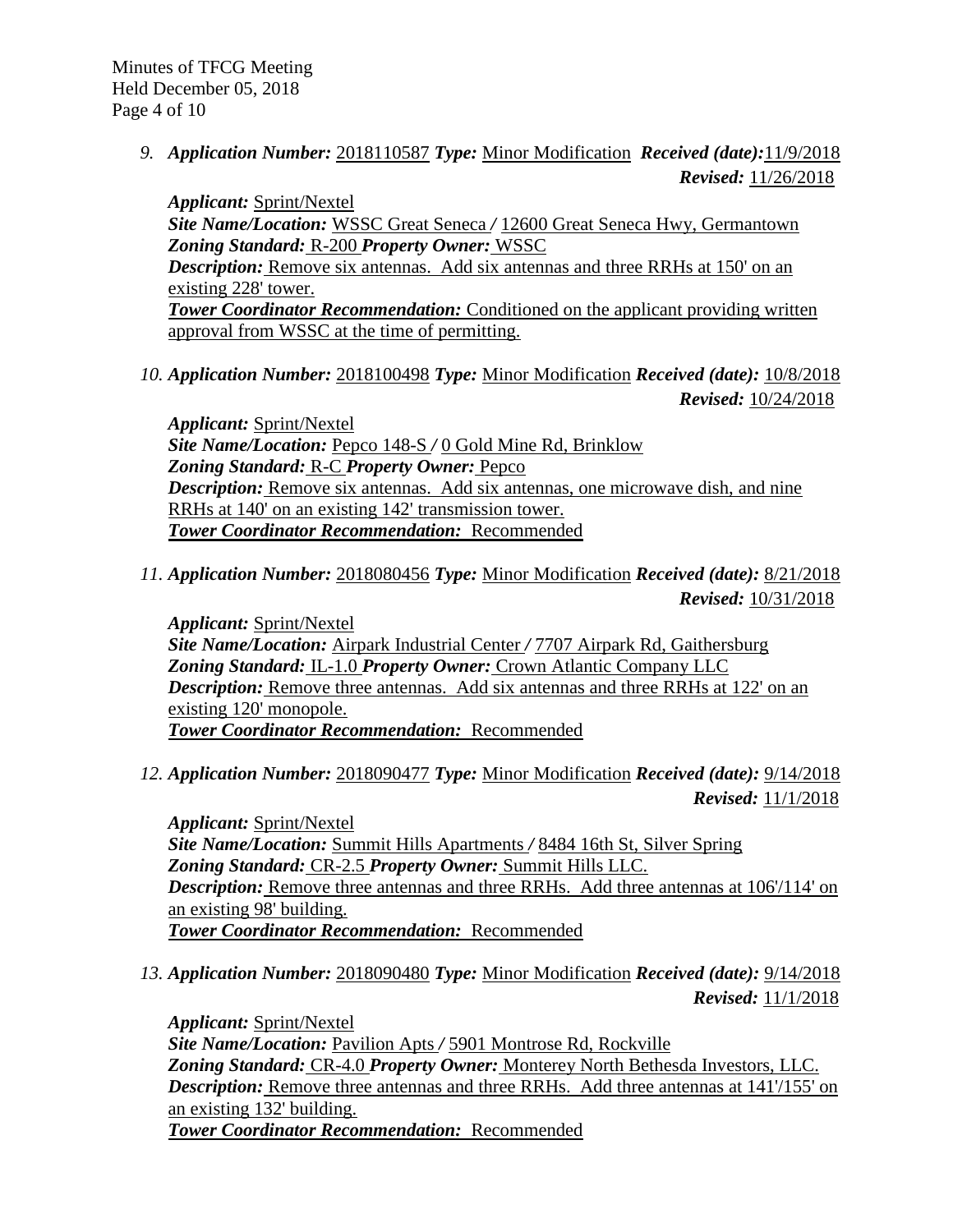9. ***Application Number:*** 2018110587 ***Type:*** Minor Modification ***Received (date):*** 11/9/2018 ***Revised:*** 11/26/2018

   ***Applicant:*** Sprint/Nextel
   ***Site Name/Location:*** WSSC Great Seneca / 12600 Great Seneca Hwy, Germantown
   ***Zoning Standard:*** R-200 ***Property Owner:*** WSSC
   ***Description:*** Remove six antennas. Add six antennas and three RRHs at 150' on an existing 228' tower.
   ***Tower Coordinator Recommendation:*** Conditioned on the applicant providing written approval from WSSC at the time of permitting.

10. ***Application Number:*** 2018100498 ***Type:*** Minor Modification ***Received (date):*** 10/8/2018 ***Revised:*** 10/24/2018

    ***Applicant:*** Sprint/Nextel
    ***Site Name/Location:*** Pepco 148-S / 0 Gold Mine Rd, Brinklow
    ***Zoning Standard:*** R-C ***Property Owner:*** Pepco
    ***Description:*** Remove six antennas. Add six antennas, one microwave dish, and nine RRHs at 140' on an existing 142' transmission tower.
    ***Tower Coordinator Recommendation:*** Recommended

11. ***Application Number:*** 2018080456 ***Type:*** Minor Modification ***Received (date):*** 8/21/2018 ***Revised:*** 10/31/2018

    ***Applicant:*** Sprint/Nextel
    ***Site Name/Location:*** Airpark Industrial Center / 7707 Airpark Rd, Gaithersburg
    ***Zoning Standard:*** IL-1.0 ***Property Owner:*** Crown Atlantic Company LLC
    ***Description:*** Remove three antennas. Add six antennas and three RRHs at 122' on an existing 120' monopole.
    ***Tower Coordinator Recommendation:*** Recommended

12. ***Application Number:*** 2018090477 ***Type:*** Minor Modification ***Received (date):*** 9/14/2018 ***Revised:*** 11/1/2018

    ***Applicant:*** Sprint/Nextel
    ***Site Name/Location:*** Summit Hills Apartments / 8484 16th St, Silver Spring
    ***Zoning Standard:*** CR-2.5 ***Property Owner:*** Summit Hills LLC.
    ***Description:*** Remove three antennas and three RRHs. Add three antennas at 106'/114' on an existing 98' building.
    ***Tower Coordinator Recommendation:*** Recommended

13. ***Application Number:*** 2018090480 ***Type:*** Minor Modification ***Received (date):*** 9/14/2018 ***Revised:*** 11/1/2018

    ***Applicant:*** Sprint/Nextel
    ***Site Name/Location:*** Pavilion Apts / 5901 Montrose Rd, Rockville
    ***Zoning Standard:*** CR-4.0 ***Property Owner:*** Monterey North Bethesda Investors, LLC.
    ***Description:*** Remove three antennas and three RRHs. Add three antennas at 141'/155' on an existing 132' building.
    ***Tower Coordinator Recommendation:*** Recommended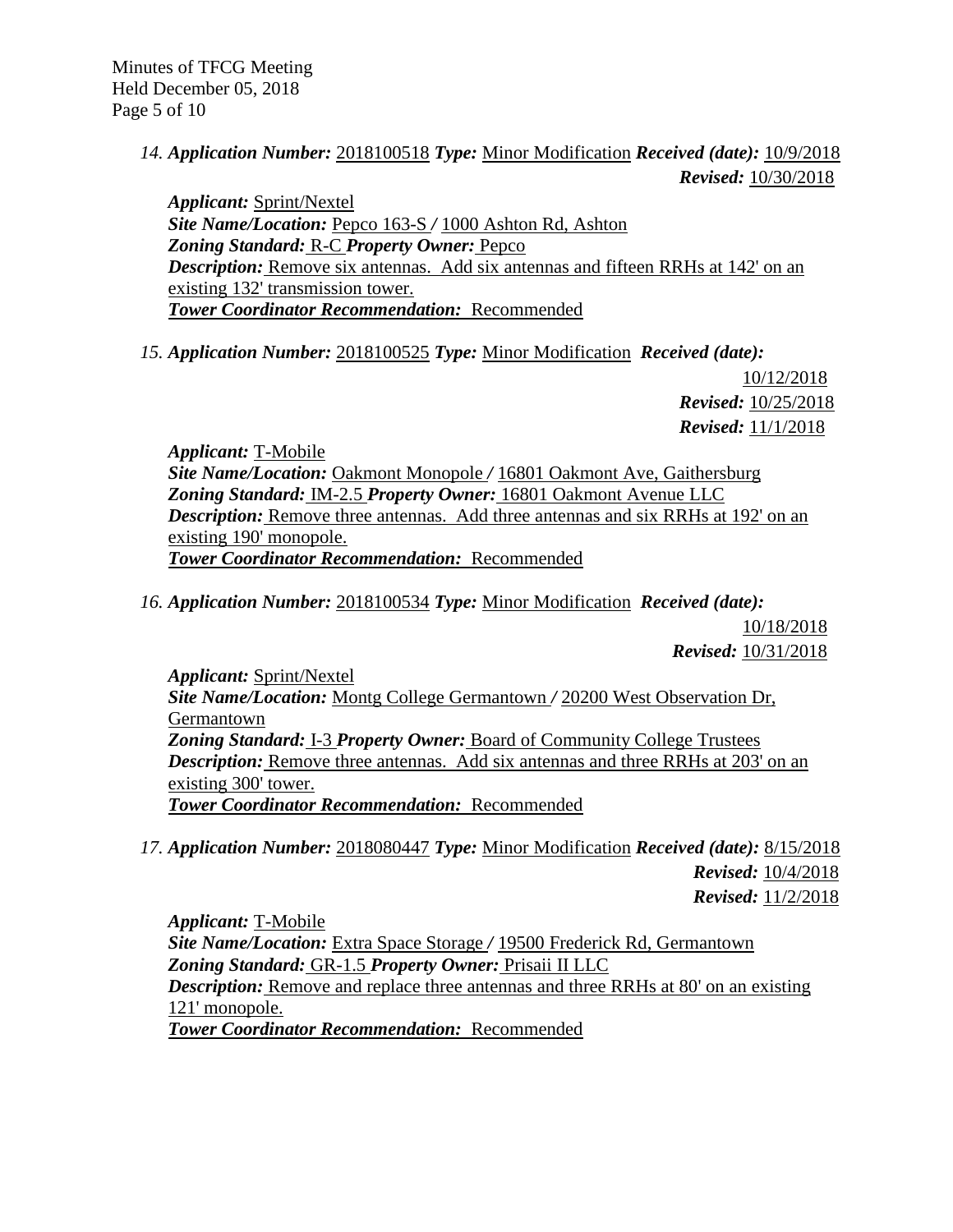14. ***Application Number:*** 2018100518 ***Type:*** Minor Modification ***Received (date):*** 10/9/2018
***Revised:*** 10/30/2018

***Applicant:*** Sprint/Nextel
***Site Name/Location:*** Pepco 163-S / 1000 Ashton Rd, Ashton
***Zoning Standard:*** R-C ***Property Owner:*** Pepco
***Description:*** Remove six antennas. Add six antennas and fifteen RRHs at 142' on an existing 132' transmission tower.
***Tower Coordinator Recommendation:*** Recommended

15. ***Application Number:*** 2018100525 ***Type:*** Minor Modification ***Received (date):*** 10/12/2018
***Revised:*** 10/25/2018
***Revised:*** 11/1/2018

***Applicant:*** T-Mobile
***Site Name/Location:*** Oakmont Monopole / 16801 Oakmont Ave, Gaithersburg
***Zoning Standard:*** IM-2.5 ***Property Owner:*** 16801 Oakmont Avenue LLC
***Description:*** Remove three antennas. Add three antennas and six RRHs at 192' on an existing 190' monopole.
***Tower Coordinator Recommendation:*** Recommended

16. ***Application Number:*** 2018100534 ***Type:*** Minor Modification ***Received (date):*** 10/18/2018
***Revised:*** 10/31/2018

***Applicant:*** Sprint/Nextel
***Site Name/Location:*** Montg College Germantown / 20200 West Observation Dr, Germantown
***Zoning Standard:*** I-3 ***Property Owner:*** Board of Community College Trustees
***Description:*** Remove three antennas. Add six antennas and three RRHs at 203' on an existing 300' tower.
***Tower Coordinator Recommendation:*** Recommended

17. ***Application Number:*** 2018080447 ***Type:*** Minor Modification ***Received (date):*** 8/15/2018
***Revised:*** 10/4/2018
***Revised:*** 11/2/2018

***Applicant:*** T-Mobile
***Site Name/Location:*** Extra Space Storage / 19500 Frederick Rd, Germantown
***Zoning Standard:*** GR-1.5 ***Property Owner:*** Prisaii II LLC
***Description:*** Remove and replace three antennas and three RRHs at 80' on an existing 121' monopole.
***Tower Coordinator Recommendation:*** Recommended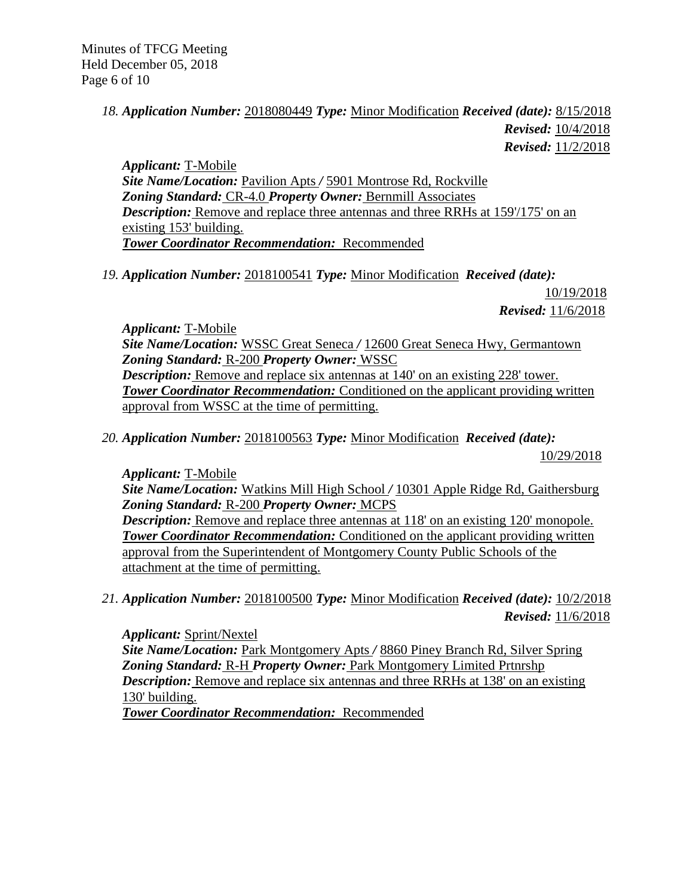18. ***Application Number:*** 2018080449 ***Type:*** Minor Modification ***Received (date):*** 8/15/2018
***Revised:*** 10/4/2018
***Revised:*** 11/2/2018

***Applicant:*** T-Mobile
***Site Name/Location:*** Pavilion Apts / 5901 Montrose Rd, Rockville
***Zoning Standard:*** CR-4.0 ***Property Owner:*** Bernmill Associates
***Description:*** Remove and replace three antennas and three RRHs at 159'/175' on an existing 153' building.
***Tower Coordinator Recommendation:*** Recommended

19. ***Application Number:*** 2018100541 ***Type:*** Minor Modification ***Received (date):*** 10/19/2018
***Revised:*** 11/6/2018

***Applicant:*** T-Mobile
***Site Name/Location:*** WSSC Great Seneca / 12600 Great Seneca Hwy, Germantown
***Zoning Standard:*** R-200 ***Property Owner:*** WSSC
***Description:*** Remove and replace six antennas at 140' on an existing 228' tower.
***Tower Coordinator Recommendation:*** Conditioned on the applicant providing written approval from WSSC at the time of permitting.

20. ***Application Number:*** 2018100563 ***Type:*** Minor Modification ***Received (date):*** 10/29/2018

***Applicant:*** T-Mobile
***Site Name/Location:*** Watkins Mill High School / 10301 Apple Ridge Rd, Gaithersburg
***Zoning Standard:*** R-200 ***Property Owner:*** MCPS
***Description:*** Remove and replace three antennas at 118' on an existing 120' monopole.
***Tower Coordinator Recommendation:*** Conditioned on the applicant providing written approval from the Superintendent of Montgomery County Public Schools of the attachment at the time of permitting.

21. ***Application Number:*** 2018100500 ***Type:*** Minor Modification ***Received (date):*** 10/2/2018
***Revised:*** 11/6/2018

***Applicant:*** Sprint/Nextel
***Site Name/Location:*** Park Montgomery Apts / 8860 Piney Branch Rd, Silver Spring
***Zoning Standard:*** R-H ***Property Owner:*** Park Montgomery Limited Prtnrshp
***Description:*** Remove and replace six antennas and three RRHs at 138' on an existing 130' building.
***Tower Coordinator Recommendation:*** Recommended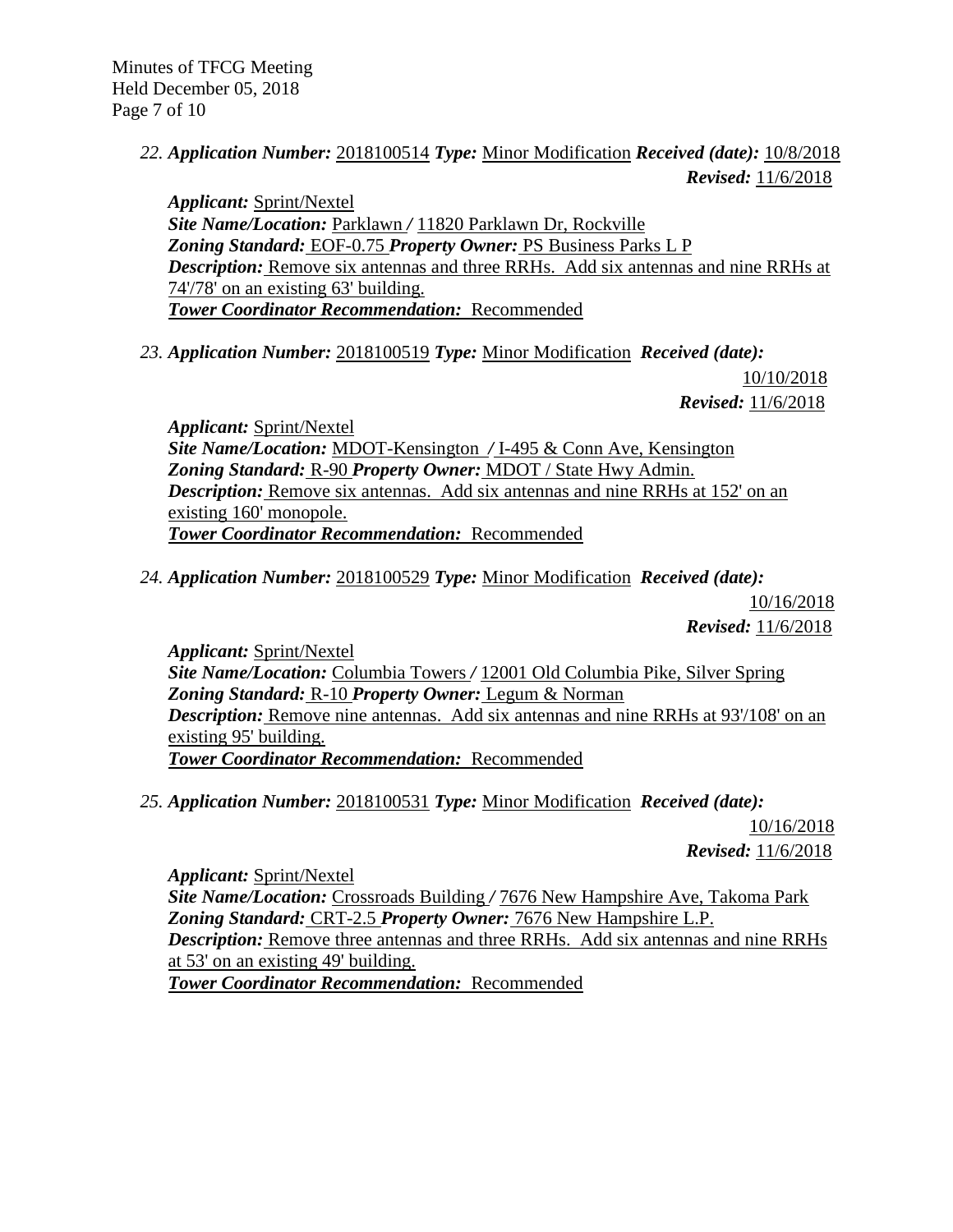22. ***Application Number:*** 2018100514 ***Type:*** Minor Modification ***Received (date):*** 10/8/2018 ***Revised:*** 11/6/2018

***Applicant:*** Sprint/Nextel
***Site Name/Location:*** Parklawn / 11820 Parklawn Dr, Rockville
***Zoning Standard:*** EOF-0.75 ***Property Owner:*** PS Business Parks L P
***Description:*** Remove six antennas and three RRHs. Add six antennas and nine RRHs at 74'/78' on an existing 63' building.
***Tower Coordinator Recommendation:*** Recommended

23. ***Application Number:*** 2018100519 ***Type:*** Minor Modification ***Received (date):*** 10/10/2018 ***Revised:*** 11/6/2018

***Applicant:*** Sprint/Nextel
***Site Name/Location:*** MDOT-Kensington / I-495 & Conn Ave, Kensington
***Zoning Standard:*** R-90 ***Property Owner:*** MDOT / State Hwy Admin.
***Description:*** Remove six antennas. Add six antennas and nine RRHs at 152' on an existing 160' monopole.
***Tower Coordinator Recommendation:*** Recommended

24. ***Application Number:*** 2018100529 ***Type:*** Minor Modification ***Received (date):*** 10/16/2018 ***Revised:*** 11/6/2018

***Applicant:*** Sprint/Nextel
***Site Name/Location:*** Columbia Towers / 12001 Old Columbia Pike, Silver Spring
***Zoning Standard:*** R-10 ***Property Owner:*** Legum & Norman
***Description:*** Remove nine antennas. Add six antennas and nine RRHs at 93'/108' on an existing 95' building.
***Tower Coordinator Recommendation:*** Recommended

25. ***Application Number:*** 2018100531 ***Type:*** Minor Modification ***Received (date):*** 10/16/2018 ***Revised:*** 11/6/2018

***Applicant:*** Sprint/Nextel
***Site Name/Location:*** Crossroads Building / 7676 New Hampshire Ave, Takoma Park
***Zoning Standard:*** CRT-2.5 ***Property Owner:*** 7676 New Hampshire L.P.
***Description:*** Remove three antennas and three RRHs. Add six antennas and nine RRHs at 53' on an existing 49' building.
***Tower Coordinator Recommendation:*** Recommended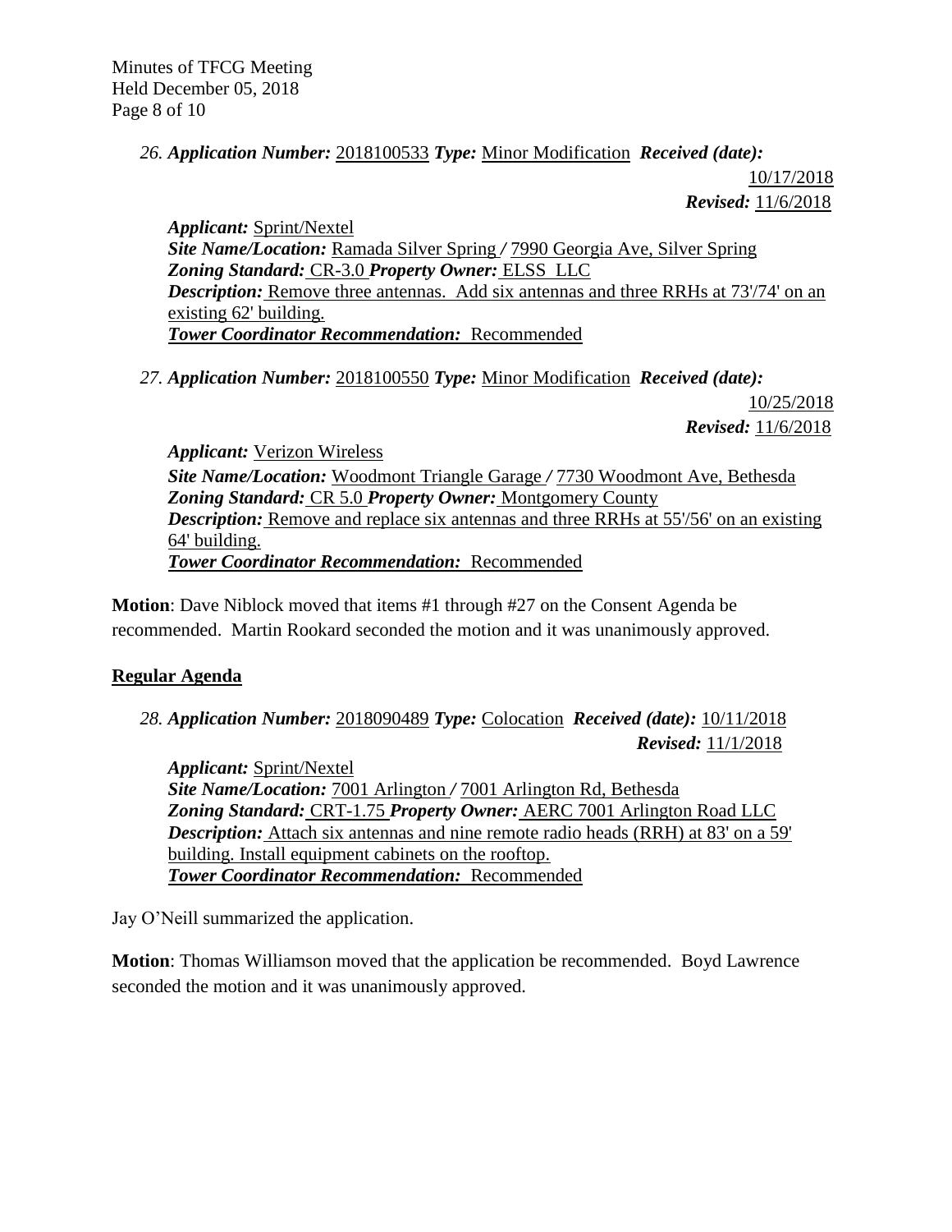*26. **Application Number:*** 2018100533 ***Type:*** Minor Modification ***Received (date):*** 10/17/2018
***Revised:*** 11/6/2018

***Applicant:*** Sprint/Nextel
***Site Name/Location:*** Ramada Silver Spring */* 7990 Georgia Ave, Silver Spring
***Zoning Standard:*** CR-3.0 ***Property Owner:*** ELSS LLC
***Description:*** Remove three antennas. Add six antennas and three RRHs at 73'/74' on an existing 62' building.
***Tower Coordinator Recommendation:*** Recommended

*27. **Application Number:*** 2018100550 ***Type:*** Minor Modification ***Received (date):*** 10/25/2018
***Revised:*** 11/6/2018

***Applicant:*** Verizon Wireless
***Site Name/Location:*** Woodmont Triangle Garage */* 7730 Woodmont Ave, Bethesda
***Zoning Standard:*** CR 5.0 ***Property Owner:*** Montgomery County
***Description:*** Remove and replace six antennas and three RRHs at 55'/56' on an existing 64' building.
***Tower Coordinator Recommendation:*** Recommended

**Motion**: Dave Niblock moved that items #1 through #27 on the Consent Agenda be recommended. Martin Rookard seconded the motion and it was unanimously approved.

## Regular Agenda

*28. **Application Number:*** 2018090489 ***Type:*** Colocation ***Received (date):*** 10/11/2018
***Revised:*** 11/1/2018

***Applicant:*** Sprint/Nextel
***Site Name/Location:*** 7001 Arlington */* 7001 Arlington Rd, Bethesda
***Zoning Standard:*** CRT-1.75 ***Property Owner:*** AERC 7001 Arlington Road LLC
***Description:*** Attach six antennas and nine remote radio heads (RRH) at 83' on a 59' building. Install equipment cabinets on the rooftop.
***Tower Coordinator Recommendation:*** Recommended

Jay O'Neill summarized the application.

**Motion**: Thomas Williamson moved that the application be recommended. Boyd Lawrence seconded the motion and it was unanimously approved.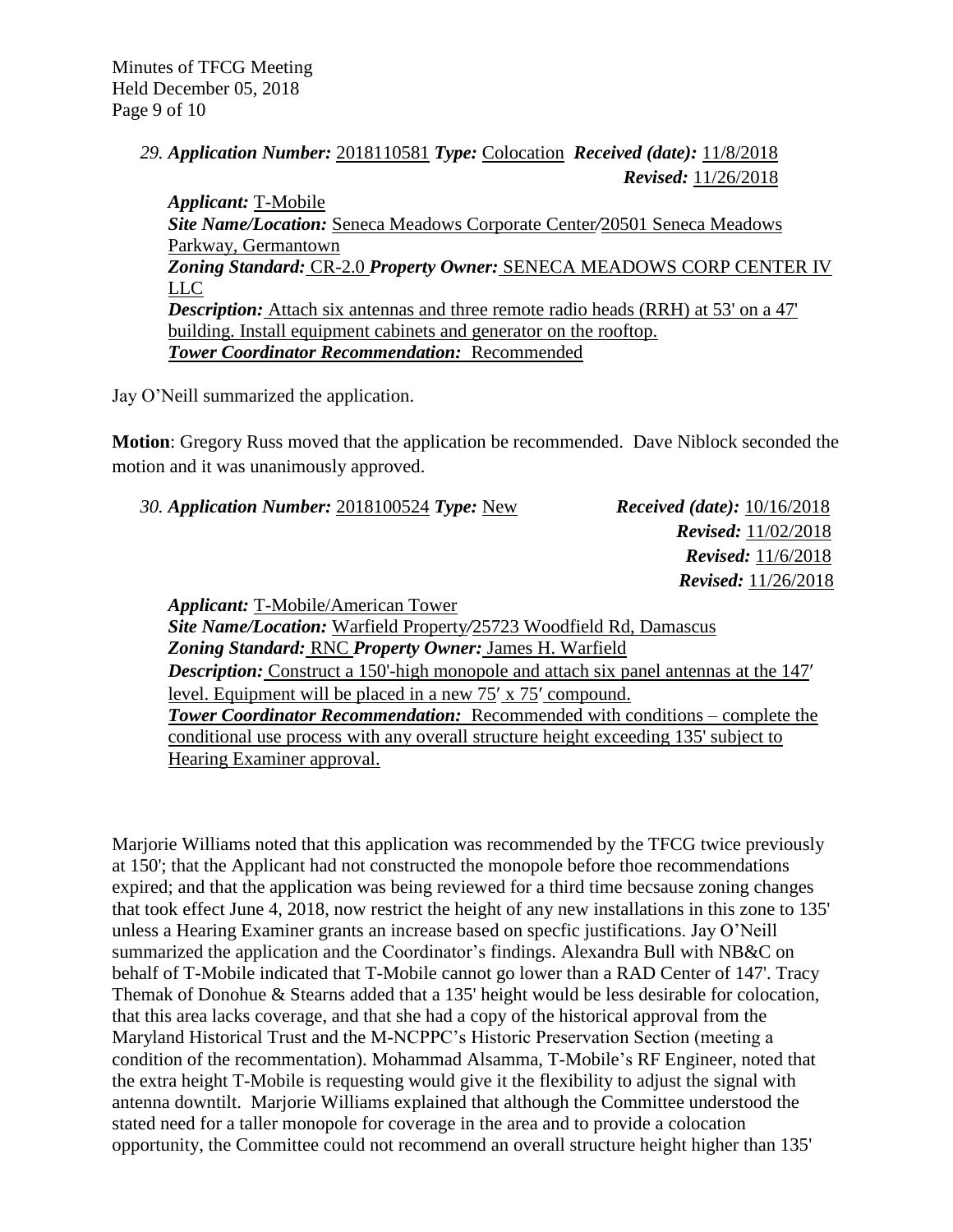*29. **Application Number:*** 2018110581 ***Type:*** Colocation ***Received (date):*** 11/8/2018
***Revised:*** 11/26/2018

***Applicant:*** T-Mobile
***Site Name/Location:*** Seneca Meadows Corporate Center/20501 Seneca Meadows Parkway, Germantown
***Zoning Standard:*** CR-2.0 ***Property Owner:*** SENECA MEADOWS CORP CENTER IV LLC
***Description:*** Attach six antennas and three remote radio heads (RRH) at 53' on a 47' building. Install equipment cabinets and generator on the rooftop.
***Tower Coordinator Recommendation:*** Recommended

Jay O'Neill summarized the application.

**Motion**: Gregory Russ moved that the application be recommended. Dave Niblock seconded the motion and it was unanimously approved.

*30. **Application Number:*** 2018100524 ***Type:*** New ***Received (date):*** 10/16/2018
***Revised:*** 11/02/2018
***Revised:*** 11/6/2018
***Revised:*** 11/26/2018

***Applicant:*** T-Mobile/American Tower
***Site Name/Location:*** Warfield Property/25723 Woodfield Rd, Damascus
***Zoning Standard:*** RNC ***Property Owner:*** James H. Warfield
***Description:*** Construct a 150'-high monopole and attach six panel antennas at the 147′ level. Equipment will be placed in a new 75′ x 75′ compound.
***Tower Coordinator Recommendation:*** Recommended with conditions – complete the conditional use process with any overall structure height exceeding 135' subject to Hearing Examiner approval.

Marjorie Williams noted that this application was recommended by the TFCG twice previously at 150'; that the Applicant had not constructed the monopole before thoe recommendations expired; and that the application was being reviewed for a third time becsause zoning changes that took effect June 4, 2018, now restrict the height of any new installations in this zone to 135' unless a Hearing Examiner grants an increase based on specfic justifications. Jay O'Neill summarized the application and the Coordinator's findings. Alexandra Bull with NB&C on behalf of T-Mobile indicated that T-Mobile cannot go lower than a RAD Center of 147'. Tracy Themak of Donohue & Stearns added that a 135' height would be less desirable for colocation, that this area lacks coverage, and that she had a copy of the historical approval from the Maryland Historical Trust and the M-NCPPC's Historic Preservation Section (meeting a condition of the recommentation). Mohammad Alsamma, T-Mobile's RF Engineer, noted that the extra height T-Mobile is requesting would give it the flexibility to adjust the signal with antenna downtilt. Marjorie Williams explained that although the Committee understood the stated need for a taller monopole for coverage in the area and to provide a colocation opportunity, the Committee could not recommend an overall structure height higher than 135'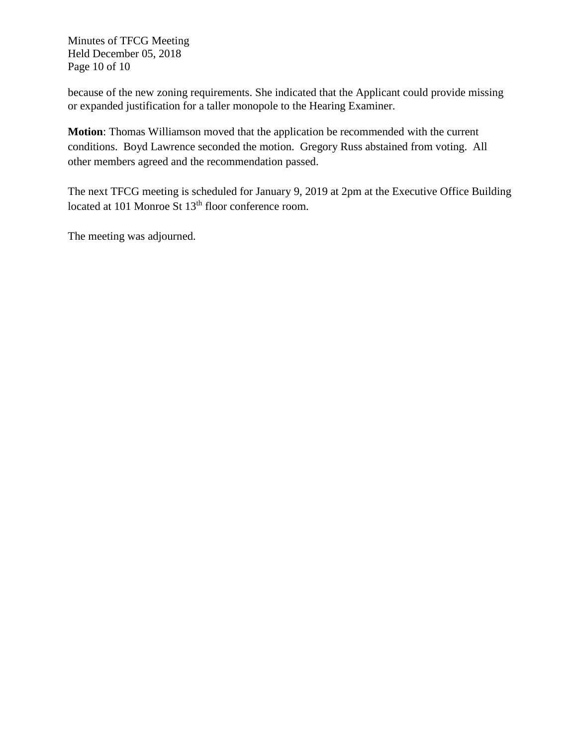because of the new zoning requirements. She indicated that the Applicant could provide missing or expanded justification for a taller monopole to the Hearing Examiner.

**Motion**: Thomas Williamson moved that the application be recommended with the current conditions. Boyd Lawrence seconded the motion. Gregory Russ abstained from voting. All other members agreed and the recommendation passed.

The next TFCG meeting is scheduled for January 9, 2019 at 2pm at the Executive Office Building located at 101 Monroe St 13th floor conference room.

The meeting was adjourned.